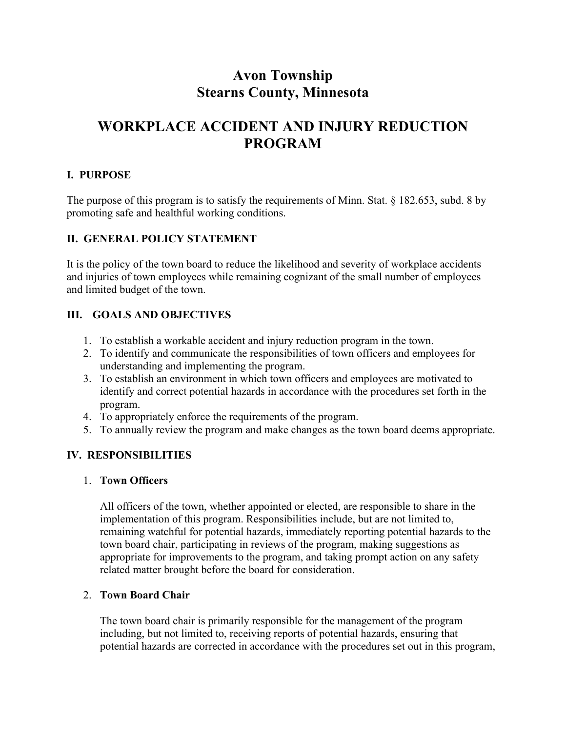# Avon Township
# Stearns County, Minnesota

# WORKPLACE ACCIDENT AND INJURY REDUCTION PROGRAM

## I. PURPOSE

The purpose of this program is to satisfy the requirements of Minn. Stat. § 182.653, subd. 8 by promoting safe and healthful working conditions.

## II. GENERAL POLICY STATEMENT

It is the policy of the town board to reduce the likelihood and severity of workplace accidents and injuries of town employees while remaining cognizant of the small number of employees and limited budget of the town.

## III. GOALS AND OBJECTIVES

1. To establish a workable accident and injury reduction program in the town.
2. To identify and communicate the responsibilities of town officers and employees for understanding and implementing the program.
3. To establish an environment in which town officers and employees are motivated to identify and correct potential hazards in accordance with the procedures set forth in the program.
4. To appropriately enforce the requirements of the program.
5. To annually review the program and make changes as the town board deems appropriate.

## IV. RESPONSIBILITIES

1. **Town Officers**

   All officers of the town, whether appointed or elected, are responsible to share in the implementation of this program. Responsibilities include, but are not limited to, remaining watchful for potential hazards, immediately reporting potential hazards to the town board chair, participating in reviews of the program, making suggestions as appropriate for improvements to the program, and taking prompt action on any safety related matter brought before the board for consideration.

2. **Town Board Chair**

   The town board chair is primarily responsible for the management of the program including, but not limited to, receiving reports of potential hazards, ensuring that potential hazards are corrected in accordance with the procedures set out in this program,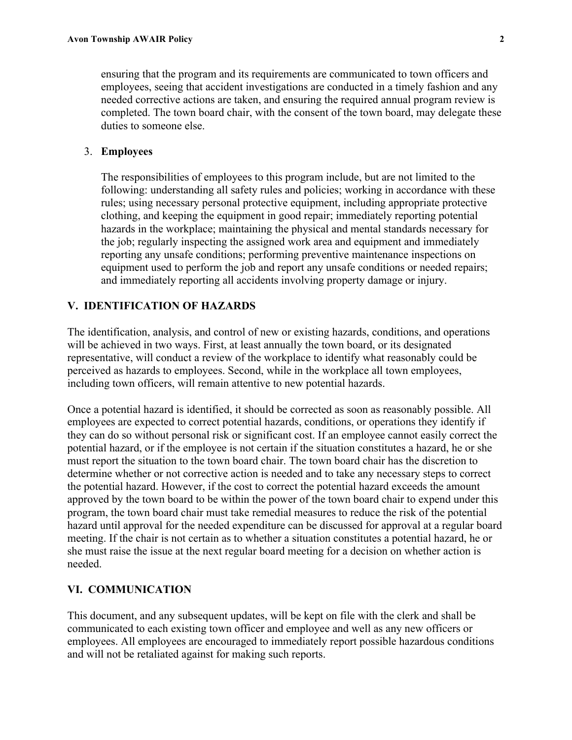ensuring that the program and its requirements are communicated to town officers and employees, seeing that accident investigations are conducted in a timely fashion and any needed corrective actions are taken, and ensuring the required annual program review is completed. The town board chair, with the consent of the town board, may delegate these duties to someone else.

3. **Employees**

   The responsibilities of employees to this program include, but are not limited to the following: understanding all safety rules and policies; working in accordance with these rules; using necessary personal protective equipment, including appropriate protective clothing, and keeping the equipment in good repair; immediately reporting potential hazards in the workplace; maintaining the physical and mental standards necessary for the job; regularly inspecting the assigned work area and equipment and immediately reporting any unsafe conditions; performing preventive maintenance inspections on equipment used to perform the job and report any unsafe conditions or needed repairs; and immediately reporting all accidents involving property damage or injury.

## V. IDENTIFICATION OF HAZARDS

The identification, analysis, and control of new or existing hazards, conditions, and operations will be achieved in two ways. First, at least annually the town board, or its designated representative, will conduct a review of the workplace to identify what reasonably could be perceived as hazards to employees. Second, while in the workplace all town employees, including town officers, will remain attentive to new potential hazards.

Once a potential hazard is identified, it should be corrected as soon as reasonably possible. All employees are expected to correct potential hazards, conditions, or operations they identify if they can do so without personal risk or significant cost. If an employee cannot easily correct the potential hazard, or if the employee is not certain if the situation constitutes a hazard, he or she must report the situation to the town board chair. The town board chair has the discretion to determine whether or not corrective action is needed and to take any necessary steps to correct the potential hazard. However, if the cost to correct the potential hazard exceeds the amount approved by the town board to be within the power of the town board chair to expend under this program, the town board chair must take remedial measures to reduce the risk of the potential hazard until approval for the needed expenditure can be discussed for approval at a regular board meeting. If the chair is not certain as to whether a situation constitutes a potential hazard, he or she must raise the issue at the next regular board meeting for a decision on whether action is needed.

## VI. COMMUNICATION

This document, and any subsequent updates, will be kept on file with the clerk and shall be communicated to each existing town officer and employee and well as any new officers or employees. All employees are encouraged to immediately report possible hazardous conditions and will not be retaliated against for making such reports.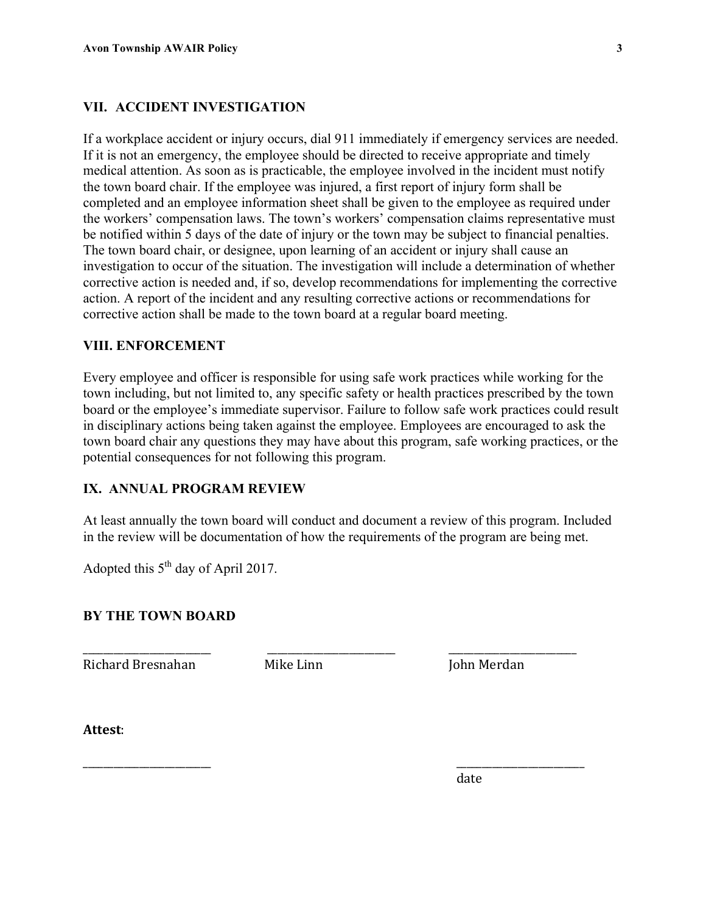## VII. ACCIDENT INVESTIGATION

If a workplace accident or injury occurs, dial 911 immediately if emergency services are needed. If it is not an emergency, the employee should be directed to receive appropriate and timely medical attention. As soon as is practicable, the employee involved in the incident must notify the town board chair. If the employee was injured, a first report of injury form shall be completed and an employee information sheet shall be given to the employee as required under the workers' compensation laws. The town's workers' compensation claims representative must be notified within 5 days of the date of injury or the town may be subject to financial penalties. The town board chair, or designee, upon learning of an accident or injury shall cause an investigation to occur of the situation. The investigation will include a determination of whether corrective action is needed and, if so, develop recommendations for implementing the corrective action. A report of the incident and any resulting corrective actions or recommendations for corrective action shall be made to the town board at a regular board meeting.

## VIII. ENFORCEMENT

Every employee and officer is responsible for using safe work practices while working for the town including, but not limited to, any specific safety or health practices prescribed by the town board or the employee's immediate supervisor. Failure to follow safe work practices could result in disciplinary actions being taken against the employee. Employees are encouraged to ask the town board chair any questions they may have about this program, safe working practices, or the potential consequences for not following this program.

## IX. ANNUAL PROGRAM REVIEW

At least annually the town board will conduct and document a review of this program. Included in the review will be documentation of how the requirements of the program are being met.

Adopted this 5th day of April 2017.

**BY THE TOWN BOARD**

| | | |
|---|---|---|
| ____________________ | ____________________ | ____________________ |
| Richard Bresnahan | Mike Linn | John Merdan |

**Attest**:

____________________ ____________________

date